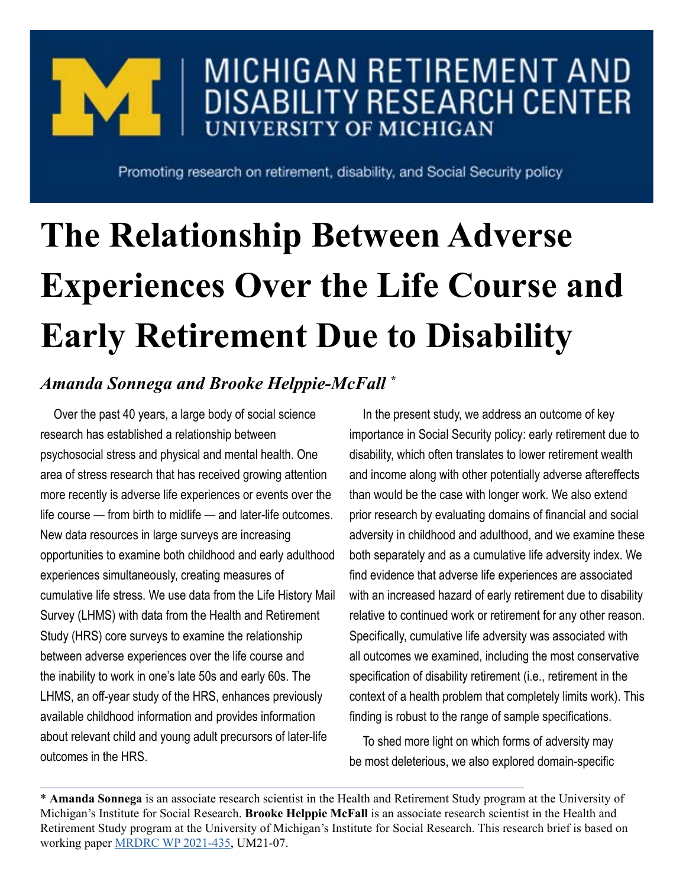MICHIGAN RETIREMENT AND DISABILITY RESEARCH CENTER
UNIVERSITY OF MICHIGAN

Promoting research on retirement, disability, and Social Security policy

# The Relationship Between Adverse Experiences Over the Life Course and Early Retirement Due to Disability

*Amanda Sonnega and Brooke Helppie-McFall* *

Over the past 40 years, a large body of social science research has established a relationship between psychosocial stress and physical and mental health. One area of stress research that has received growing attention more recently is adverse life experiences or events over the life course — from birth to midlife — and later-life outcomes. New data resources in large surveys are increasing opportunities to examine both childhood and early adulthood experiences simultaneously, creating measures of cumulative life stress. We use data from the Life History Mail Survey (LHMS) with data from the Health and Retirement Study (HRS) core surveys to examine the relationship between adverse experiences over the life course and the inability to work in one's late 50s and early 60s. The LHMS, an off-year study of the HRS, enhances previously available childhood information and provides information about relevant child and young adult precursors of later-life outcomes in the HRS.

In the present study, we address an outcome of key importance in Social Security policy: early retirement due to disability, which often translates to lower retirement wealth and income along with other potentially adverse aftereffects than would be the case with longer work. We also extend prior research by evaluating domains of financial and social adversity in childhood and adulthood, and we examine these both separately and as a cumulative life adversity index. We find evidence that adverse life experiences are associated with an increased hazard of early retirement due to disability relative to continued work or retirement for any other reason. Specifically, cumulative life adversity was associated with all outcomes we examined, including the most conservative specification of disability retirement (i.e., retirement in the context of a health problem that completely limits work). This finding is robust to the range of sample specifications.

To shed more light on which forms of adversity may be most deleterious, we also explored domain-specific

* **Amanda Sonnega** is an associate research scientist in the Health and Retirement Study program at the University of Michigan's Institute for Social Research. **Brooke Helppie McFall** is an associate research scientist in the Health and Retirement Study program at the University of Michigan's Institute for Social Research. This research brief is based on working paper MRDRC WP 2021-435, UM21-07.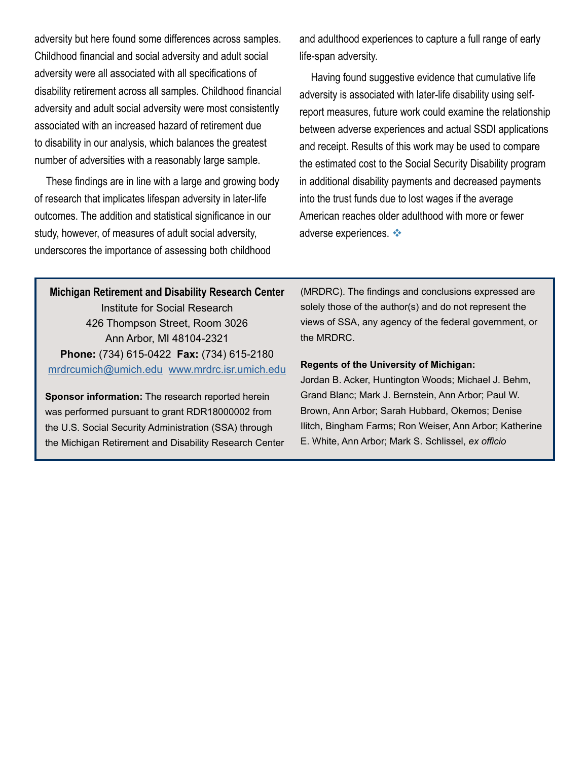adversity but here found some differences across samples. Childhood financial and social adversity and adult social adversity were all associated with all specifications of disability retirement across all samples. Childhood financial adversity and adult social adversity were most consistently associated with an increased hazard of retirement due to disability in our analysis, which balances the greatest number of adversities with a reasonably large sample.

These findings are in line with a large and growing body of research that implicates lifespan adversity in later-life outcomes. The addition and statistical significance in our study, however, of measures of adult social adversity, underscores the importance of assessing both childhood and adulthood experiences to capture a full range of early life-span adversity.

Having found suggestive evidence that cumulative life adversity is associated with later-life disability using self-report measures, future work could examine the relationship between adverse experiences and actual SSDI applications and receipt. Results of this work may be used to compare the estimated cost to the Social Security Disability program in additional disability payments and decreased payments into the trust funds due to lost wages if the average American reaches older adulthood with more or fewer adverse experiences. ❖

**Michigan Retirement and Disability Research Center**
Institute for Social Research
426 Thompson Street, Room 3026
Ann Arbor, MI 48104-2321
**Phone:** (734) 615-0422 **Fax:** (734) 615-2180
mrdrcumich@umich.edu www.mrdrc.isr.umich.edu

**Sponsor information:** The research reported herein was performed pursuant to grant RDR18000002 from the U.S. Social Security Administration (SSA) through the Michigan Retirement and Disability Research Center (MRDRC). The findings and conclusions expressed are solely those of the author(s) and do not represent the views of SSA, any agency of the federal government, or the MRDRC.

**Regents of the University of Michigan:**
Jordan B. Acker, Huntington Woods; Michael J. Behm, Grand Blanc; Mark J. Bernstein, Ann Arbor; Paul W. Brown, Ann Arbor; Sarah Hubbard, Okemos; Denise Ilitch, Bingham Farms; Ron Weiser, Ann Arbor; Katherine E. White, Ann Arbor; Mark S. Schlissel, *ex officio*